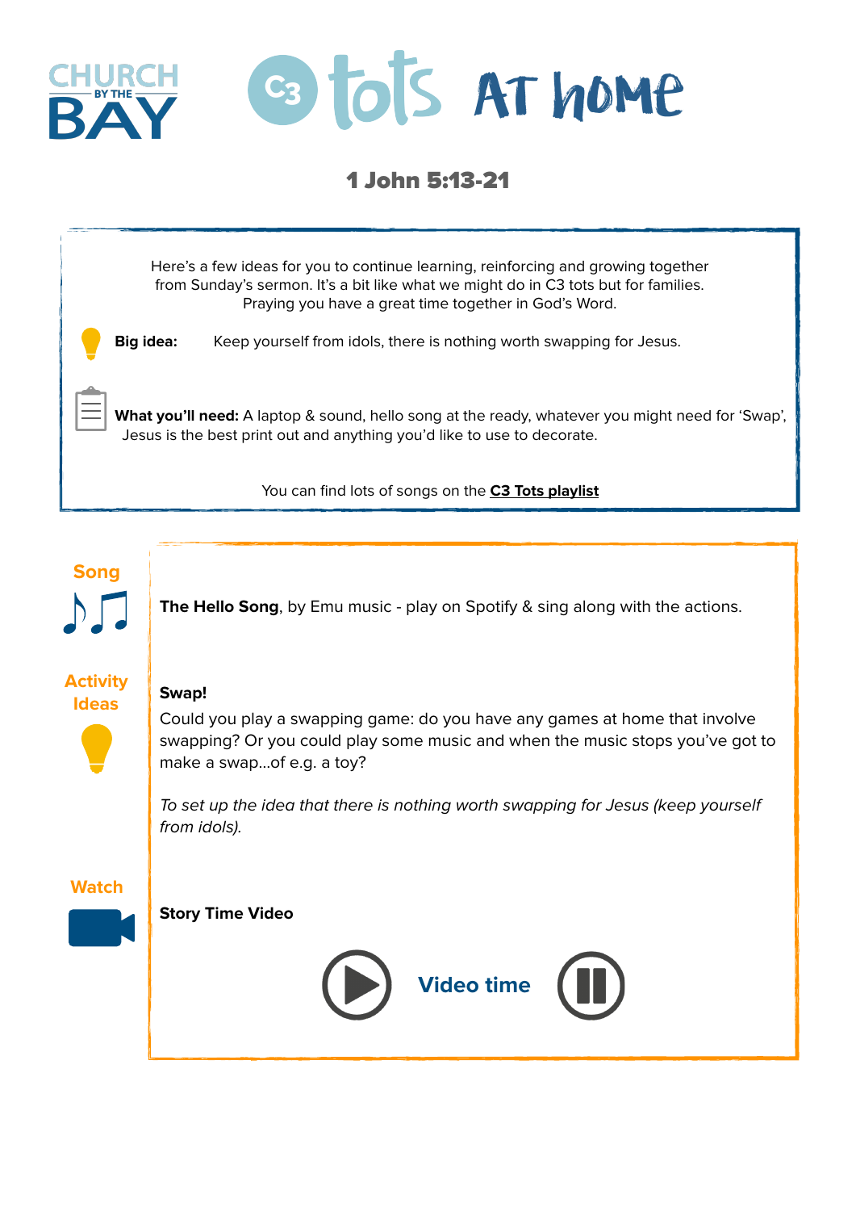# CHURCH BY THE BAY — C3 tots AT HOME

## 1 John 5:13-21

Here's a few ideas for you to continue learning, reinforcing and growing together from Sunday's sermon. It's a bit like what we might do in C3 tots but for families. Praying you have a great time together in God's Word.

**Big idea:** Keep yourself from idols, there is nothing worth swapping for Jesus.

**What you'll need:** A laptop & sound, hello song at the ready, whatever you might need for 'Swap', Jesus is the best print out and anything you'd like to use to decorate.

You can find lots of songs on the **C3 Tots playlist**

### Song

**The Hello Song**, by Emu music - play on Spotify & sing along with the actions.

### Activity Ideas

**Swap!**

Could you play a swapping game: do you have any games at home that involve swapping? Or you could play some music and when the music stops you've got to make a swap...of e.g. a toy?

*To set up the idea that there is nothing worth swapping for Jesus (keep yourself from idols).*

### Watch

**Story Time Video**

Video time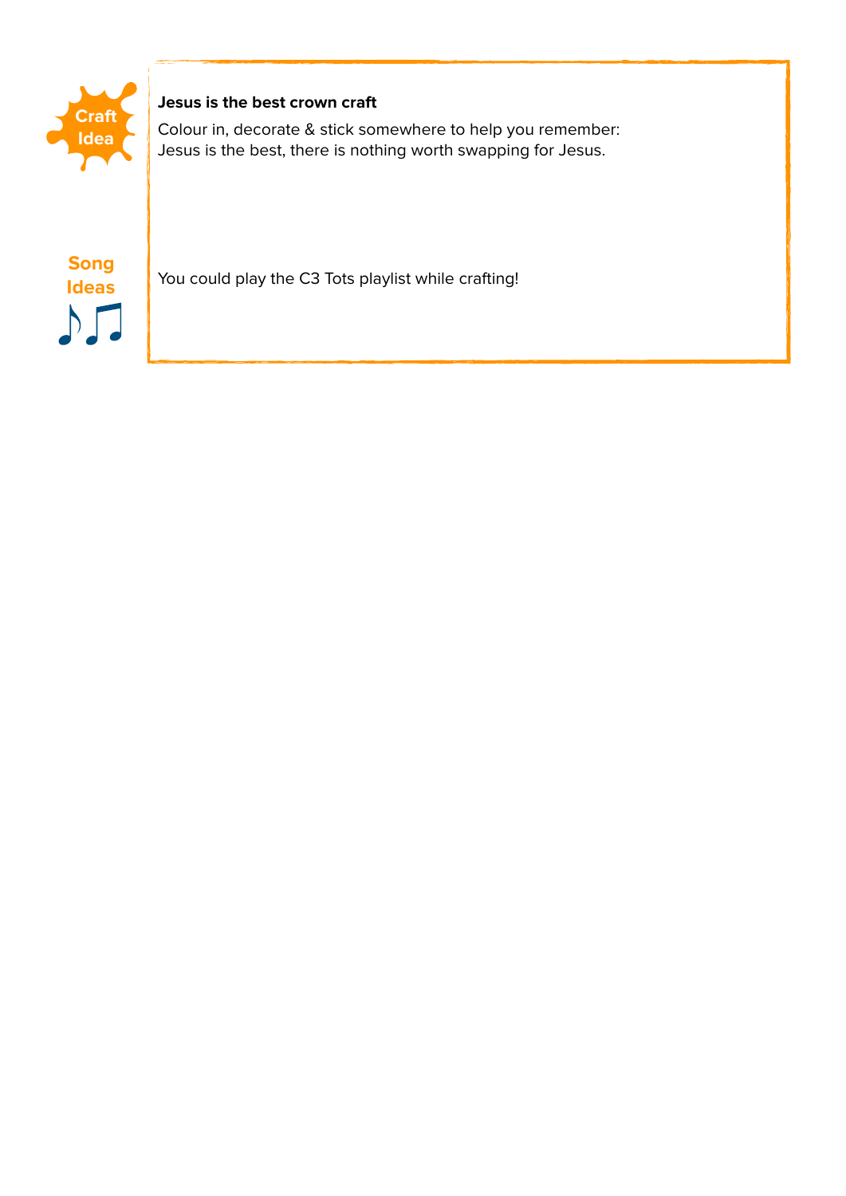**Craft Idea**

**Jesus is the best crown craft**

Colour in, decorate & stick somewhere to help you remember:
Jesus is the best, there is nothing worth swapping for Jesus.

**Song Ideas**

You could play the C3 Tots playlist while crafting!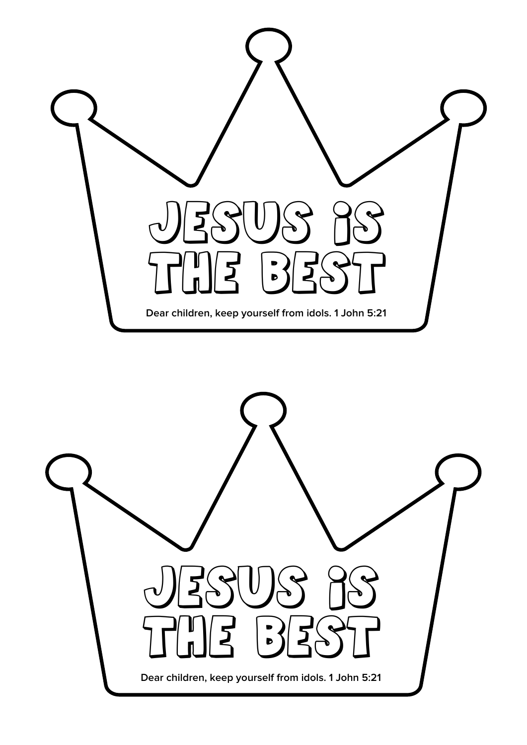JESUS IS THE BEST

Dear children, keep yourself from idols. 1 John 5:21

JESUS IS THE BEST

Dear children, keep yourself from idols. 1 John 5:21